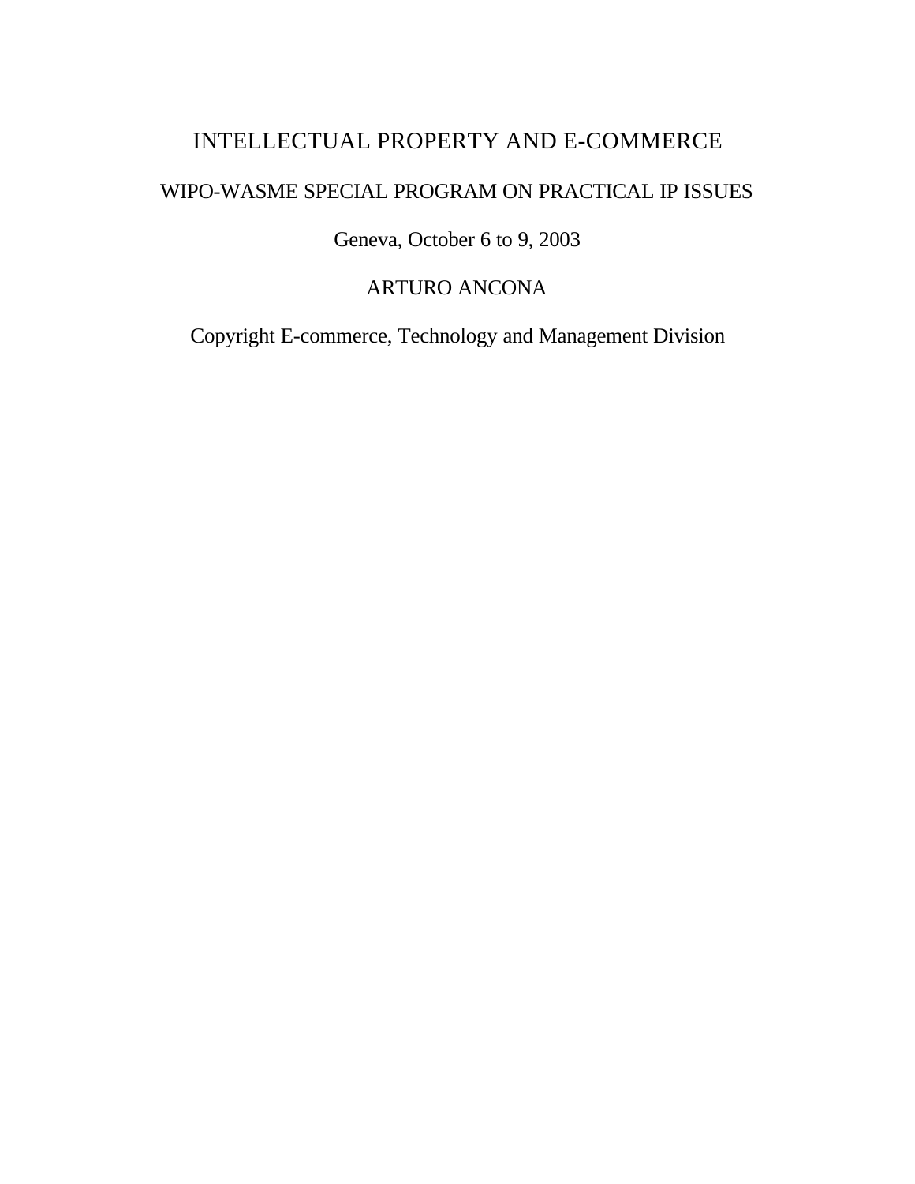# INTELLECTUAL PROPERTY AND E-COMMERCE

WIPO-WASME SPECIAL PROGRAM ON PRACTICAL IP ISSUES

Geneva, October 6 to 9, 2003

ARTURO ANCONA

Copyright E-commerce, Technology and Management Division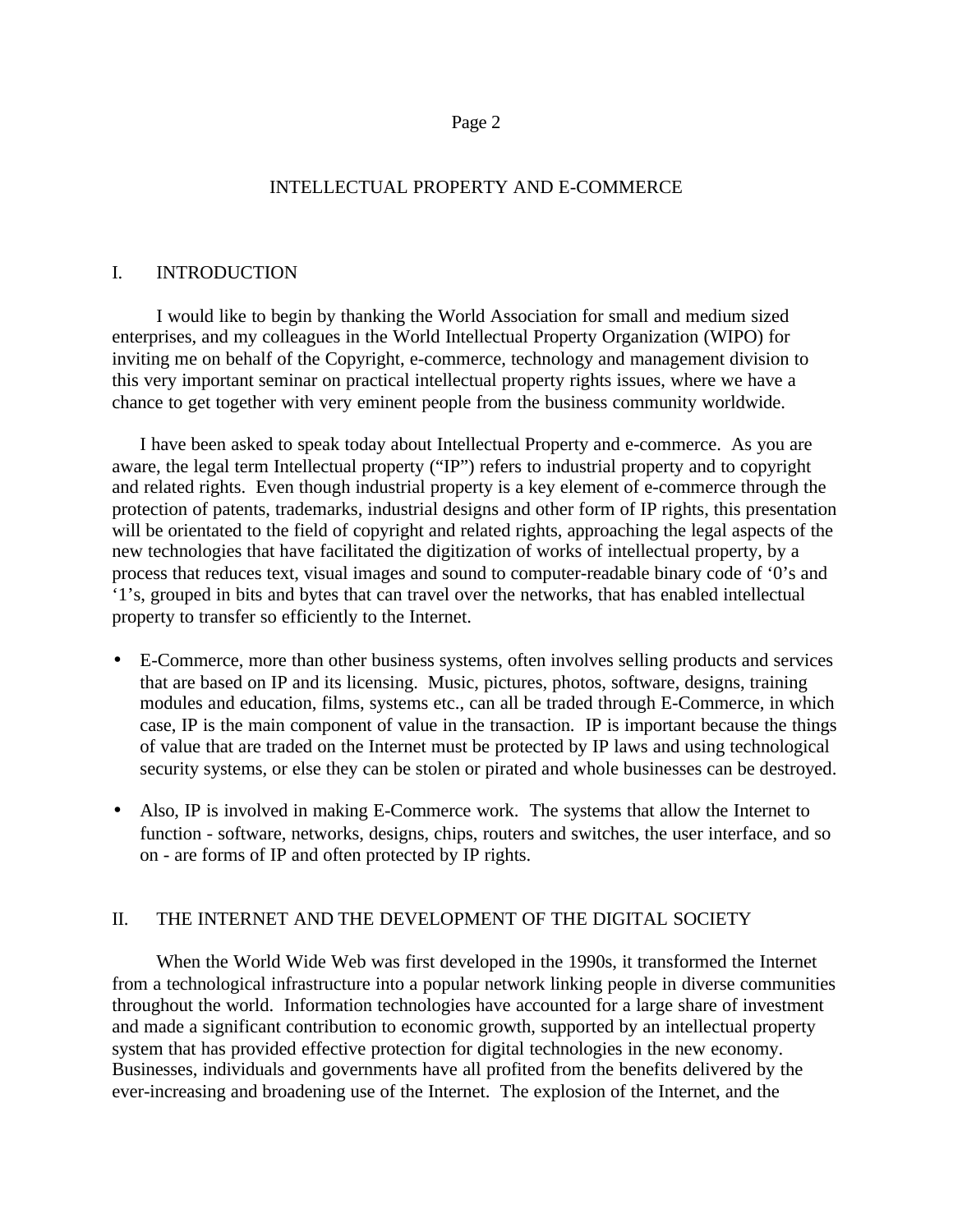# INTELLECTUAL PROPERTY AND E-COMMERCE

## I. INTRODUCTION

I would like to begin by thanking the World Association for small and medium sized enterprises, and my colleagues in the World Intellectual Property Organization (WIPO) for inviting me on behalf of the Copyright, e-commerce, technology and management division to this very important seminar on practical intellectual property rights issues, where we have a chance to get together with very eminent people from the business community worldwide.

I have been asked to speak today about Intellectual Property and e-commerce. As you are aware, the legal term Intellectual property ("IP") refers to industrial property and to copyright and related rights. Even though industrial property is a key element of e-commerce through the protection of patents, trademarks, industrial designs and other form of IP rights, this presentation will be orientated to the field of copyright and related rights, approaching the legal aspects of the new technologies that have facilitated the digitization of works of intellectual property, by a process that reduces text, visual images and sound to computer-readable binary code of '0's and '1's, grouped in bits and bytes that can travel over the networks, that has enabled intellectual property to transfer so efficiently to the Internet.

- E-Commerce, more than other business systems, often involves selling products and services that are based on IP and its licensing. Music, pictures, photos, software, designs, training modules and education, films, systems etc., can all be traded through E-Commerce, in which case, IP is the main component of value in the transaction. IP is important because the things of value that are traded on the Internet must be protected by IP laws and using technological security systems, or else they can be stolen or pirated and whole businesses can be destroyed.

- Also, IP is involved in making E-Commerce work. The systems that allow the Internet to function - software, networks, designs, chips, routers and switches, the user interface, and so on - are forms of IP and often protected by IP rights.

## II. THE INTERNET AND THE DEVELOPMENT OF THE DIGITAL SOCIETY

When the World Wide Web was first developed in the 1990s, it transformed the Internet from a technological infrastructure into a popular network linking people in diverse communities throughout the world. Information technologies have accounted for a large share of investment and made a significant contribution to economic growth, supported by an intellectual property system that has provided effective protection for digital technologies in the new economy. Businesses, individuals and governments have all profited from the benefits delivered by the ever-increasing and broadening use of the Internet. The explosion of the Internet, and the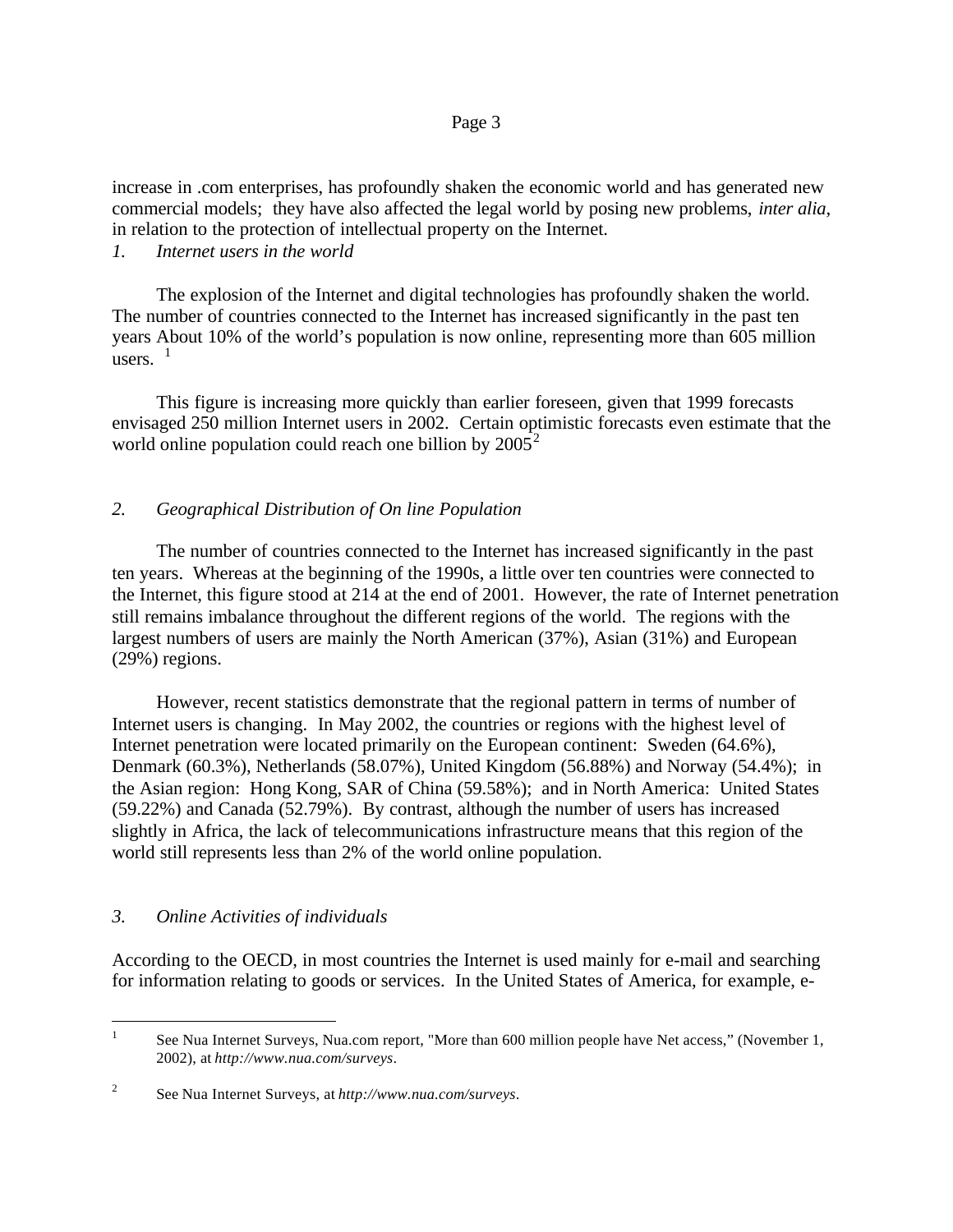increase in .com enterprises, has profoundly shaken the economic world and has generated new commercial models; they have also affected the legal world by posing new problems, *inter alia*, in relation to the protection of intellectual property on the Internet.

*1. Internet users in the world*

The explosion of the Internet and digital technologies has profoundly shaken the world. The number of countries connected to the Internet has increased significantly in the past ten years About 10% of the world's population is now online, representing more than 605 million users. [1]

This figure is increasing more quickly than earlier foreseen, given that 1999 forecasts envisaged 250 million Internet users in 2002. Certain optimistic forecasts even estimate that the world online population could reach one billion by 2005[2]

*2. Geographical Distribution of On line Population*

The number of countries connected to the Internet has increased significantly in the past ten years. Whereas at the beginning of the 1990s, a little over ten countries were connected to the Internet, this figure stood at 214 at the end of 2001. However, the rate of Internet penetration still remains imbalance throughout the different regions of the world. The regions with the largest numbers of users are mainly the North American (37%), Asian (31%) and European (29%) regions.

However, recent statistics demonstrate that the regional pattern in terms of number of Internet users is changing. In May 2002, the countries or regions with the highest level of Internet penetration were located primarily on the European continent: Sweden (64.6%), Denmark (60.3%), Netherlands (58.07%), United Kingdom (56.88%) and Norway (54.4%); in the Asian region: Hong Kong, SAR of China (59.58%); and in North America: United States (59.22%) and Canada (52.79%). By contrast, although the number of users has increased slightly in Africa, the lack of telecommunications infrastructure means that this region of the world still represents less than 2% of the world online population.

*3. Online Activities of individuals*

According to the OECD, in most countries the Internet is used mainly for e-mail and searching for information relating to goods or services. In the United States of America, for example, e-

---

[1] See Nua Internet Surveys, Nua.com report, "More than 600 million people have Net access," (November 1, 2002), at *http://www.nua.com/surveys*.

[2] See Nua Internet Surveys, at *http://www.nua.com/surveys*.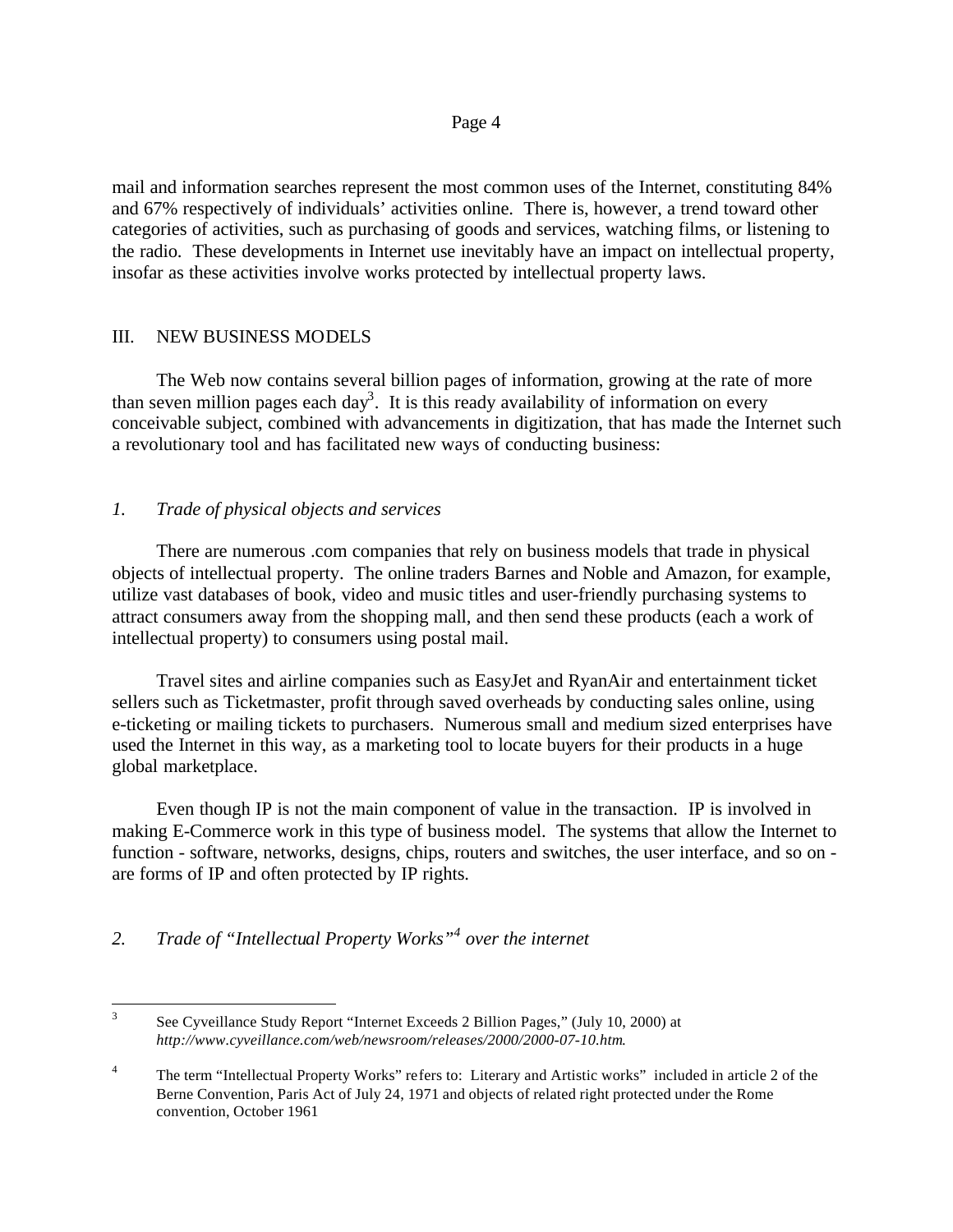mail and information searches represent the most common uses of the Internet, constituting 84% and 67% respectively of individuals' activities online. There is, however, a trend toward other categories of activities, such as purchasing of goods and services, watching films, or listening to the radio. These developments in Internet use inevitably have an impact on intellectual property, insofar as these activities involve works protected by intellectual property laws.

## III. NEW BUSINESS MODELS

The Web now contains several billion pages of information, growing at the rate of more than seven million pages each day[3]. It is this ready availability of information on every conceivable subject, combined with advancements in digitization, that has made the Internet such a revolutionary tool and has facilitated new ways of conducting business:

### *1. Trade of physical objects and services*

There are numerous .com companies that rely on business models that trade in physical objects of intellectual property. The online traders Barnes and Noble and Amazon, for example, utilize vast databases of book, video and music titles and user-friendly purchasing systems to attract consumers away from the shopping mall, and then send these products (each a work of intellectual property) to consumers using postal mail.

Travel sites and airline companies such as EasyJet and RyanAir and entertainment ticket sellers such as Ticketmaster, profit through saved overheads by conducting sales online, using e-ticketing or mailing tickets to purchasers. Numerous small and medium sized enterprises have used the Internet in this way, as a marketing tool to locate buyers for their products in a huge global marketplace.

Even though IP is not the main component of value in the transaction. IP is involved in making E-Commerce work in this type of business model. The systems that allow the Internet to function - software, networks, designs, chips, routers and switches, the user interface, and so on - are forms of IP and often protected by IP rights.

### *2. Trade of "Intellectual Property Works"[4] over the internet*

---

[3] See Cyveillance Study Report "Internet Exceeds 2 Billion Pages," (July 10, 2000) at *http://www.cyveillance.com/web/newsroom/releases/2000/2000-07-10.htm*.

[4] The term "Intellectual Property Works" refers to: Literary and Artistic works" included in article 2 of the Berne Convention, Paris Act of July 24, 1971 and objects of related right protected under the Rome convention, October 1961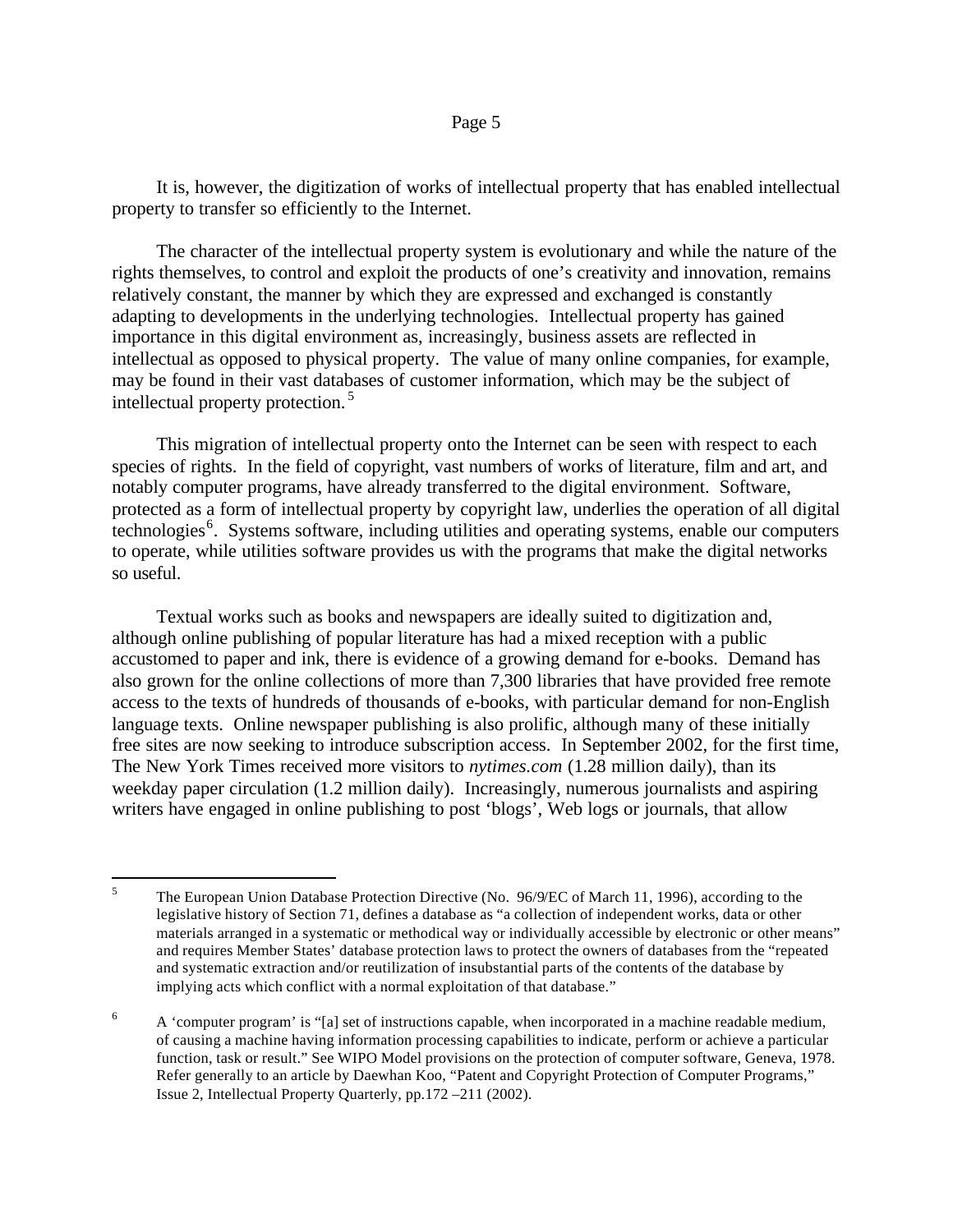It is, however, the digitization of works of intellectual property that has enabled intellectual property to transfer so efficiently to the Internet.

The character of the intellectual property system is evolutionary and while the nature of the rights themselves, to control and exploit the products of one's creativity and innovation, remains relatively constant, the manner by which they are expressed and exchanged is constantly adapting to developments in the underlying technologies. Intellectual property has gained importance in this digital environment as, increasingly, business assets are reflected in intellectual as opposed to physical property. The value of many online companies, for example, may be found in their vast databases of customer information, which may be the subject of intellectual property protection.[5]

This migration of intellectual property onto the Internet can be seen with respect to each species of rights. In the field of copyright, vast numbers of works of literature, film and art, and notably computer programs, have already transferred to the digital environment. Software, protected as a form of intellectual property by copyright law, underlies the operation of all digital technologies[6]. Systems software, including utilities and operating systems, enable our computers to operate, while utilities software provides us with the programs that make the digital networks so useful.

Textual works such as books and newspapers are ideally suited to digitization and, although online publishing of popular literature has had a mixed reception with a public accustomed to paper and ink, there is evidence of a growing demand for e-books. Demand has also grown for the online collections of more than 7,300 libraries that have provided free remote access to the texts of hundreds of thousands of e-books, with particular demand for non-English language texts. Online newspaper publishing is also prolific, although many of these initially free sites are now seeking to introduce subscription access. In September 2002, for the first time, The New York Times received more visitors to *nytimes.com* (1.28 million daily), than its weekday paper circulation (1.2 million daily). Increasingly, numerous journalists and aspiring writers have engaged in online publishing to post 'blogs', Web logs or journals, that allow

---

[5] The European Union Database Protection Directive (No. 96/9/EC of March 11, 1996), according to the legislative history of Section 71, defines a database as "a collection of independent works, data or other materials arranged in a systematic or methodical way or individually accessible by electronic or other means" and requires Member States' database protection laws to protect the owners of databases from the "repeated and systematic extraction and/or reutilization of insubstantial parts of the contents of the database by implying acts which conflict with a normal exploitation of that database."

[6] A 'computer program' is "[a] set of instructions capable, when incorporated in a machine readable medium, of causing a machine having information processing capabilities to indicate, perform or achieve a particular function, task or result." See WIPO Model provisions on the protection of computer software, Geneva, 1978. Refer generally to an article by Daewhan Koo, "Patent and Copyright Protection of Computer Programs," Issue 2, Intellectual Property Quarterly, pp.172 –211 (2002).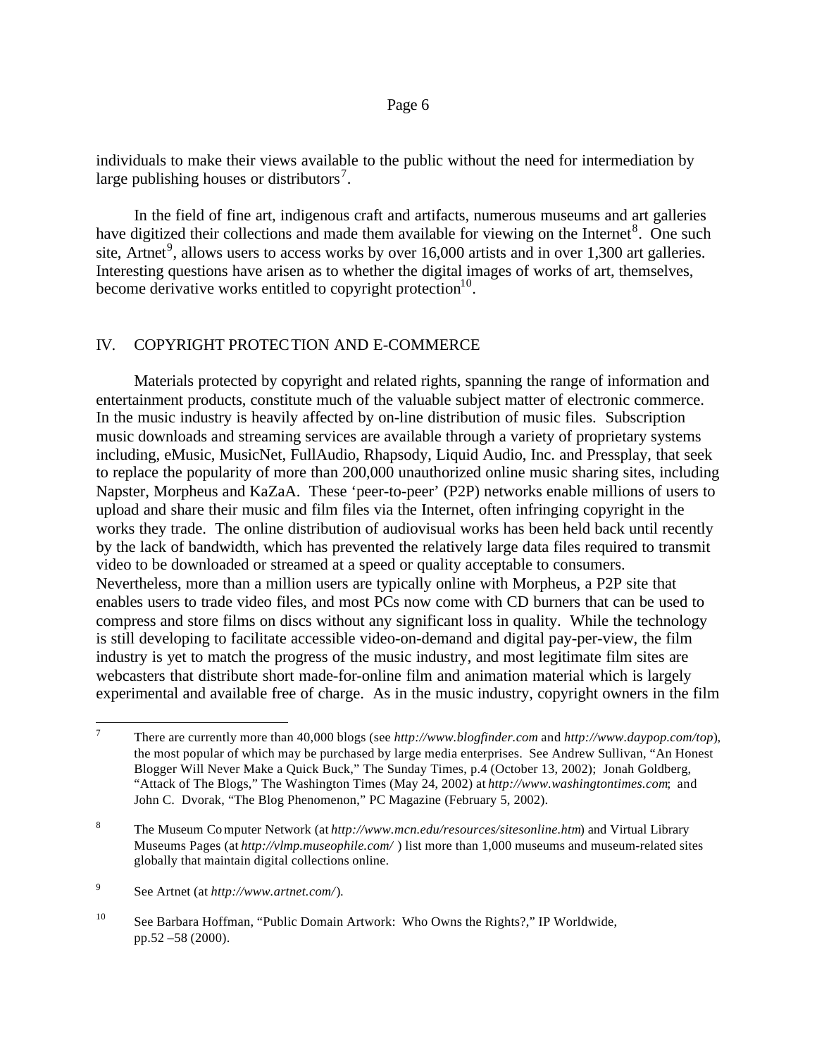individuals to make their views available to the public without the need for intermediation by large publishing houses or distributors[7].

In the field of fine art, indigenous craft and artifacts, numerous museums and art galleries have digitized their collections and made them available for viewing on the Internet[8]. One such site, Artnet[9], allows users to access works by over 16,000 artists and in over 1,300 art galleries. Interesting questions have arisen as to whether the digital images of works of art, themselves, become derivative works entitled to copyright protection[10].

## IV. COPYRIGHT PROTECTION AND E-COMMERCE

Materials protected by copyright and related rights, spanning the range of information and entertainment products, constitute much of the valuable subject matter of electronic commerce. In the music industry is heavily affected by on-line distribution of music files. Subscription music downloads and streaming services are available through a variety of proprietary systems including, eMusic, MusicNet, FullAudio, Rhapsody, Liquid Audio, Inc. and Pressplay, that seek to replace the popularity of more than 200,000 unauthorized online music sharing sites, including Napster, Morpheus and KaZaA. These 'peer-to-peer' (P2P) networks enable millions of users to upload and share their music and film files via the Internet, often infringing copyright in the works they trade. The online distribution of audiovisual works has been held back until recently by the lack of bandwidth, which has prevented the relatively large data files required to transmit video to be downloaded or streamed at a speed or quality acceptable to consumers. Nevertheless, more than a million users are typically online with Morpheus, a P2P site that enables users to trade video files, and most PCs now come with CD burners that can be used to compress and store films on discs without any significant loss in quality. While the technology is still developing to facilitate accessible video-on-demand and digital pay-per-view, the film industry is yet to match the progress of the music industry, and most legitimate film sites are webcasters that distribute short made-for-online film and animation material which is largely experimental and available free of charge. As in the music industry, copyright owners in the film

---

[7] There are currently more than 40,000 blogs (see *http://www.blogfinder.com* and *http://www.daypop.com/top*), the most popular of which may be purchased by large media enterprises. See Andrew Sullivan, "An Honest Blogger Will Never Make a Quick Buck," The Sunday Times, p.4 (October 13, 2002); Jonah Goldberg, "Attack of The Blogs," The Washington Times (May 24, 2002) at *http://www.washingtontimes.com*; and John C. Dvorak, "The Blog Phenomenon," PC Magazine (February 5, 2002).

[8] The Museum Computer Network (at *http://www.mcn.edu/resources/sitesonline.htm*) and Virtual Library Museums Pages (at *http://vlmp.museophile.com/* ) list more than 1,000 museums and museum-related sites globally that maintain digital collections online.

[9] See Artnet (at *http://www.artnet.com/*).

[10] See Barbara Hoffman, "Public Domain Artwork: Who Owns the Rights?," IP Worldwide, pp.52 –58 (2000).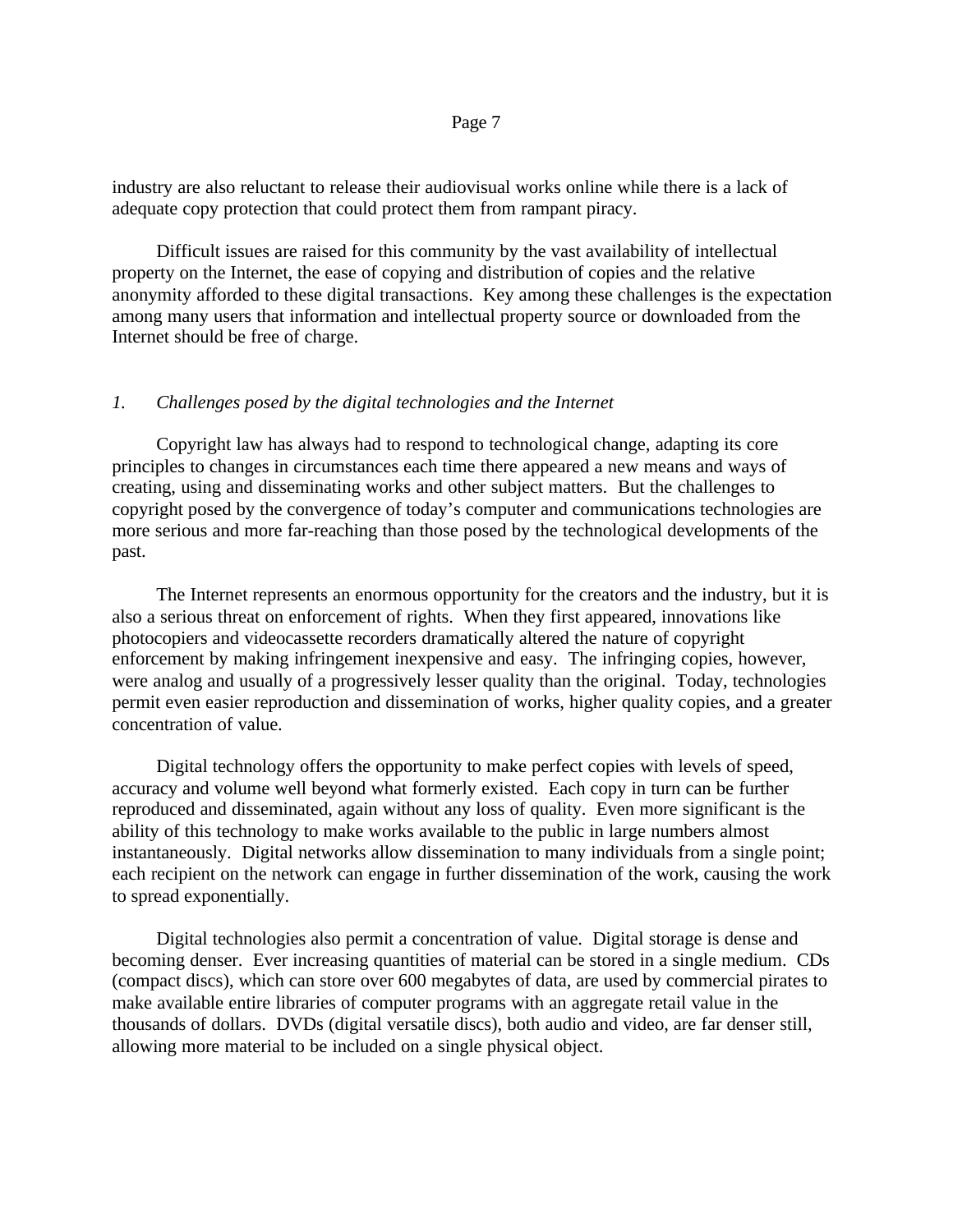industry are also reluctant to release their audiovisual works online while there is a lack of adequate copy protection that could protect them from rampant piracy.

Difficult issues are raised for this community by the vast availability of intellectual property on the Internet, the ease of copying and distribution of copies and the relative anonymity afforded to these digital transactions. Key among these challenges is the expectation among many users that information and intellectual property source or downloaded from the Internet should be free of charge.

### *1. Challenges posed by the digital technologies and the Internet*

Copyright law has always had to respond to technological change, adapting its core principles to changes in circumstances each time there appeared a new means and ways of creating, using and disseminating works and other subject matters. But the challenges to copyright posed by the convergence of today's computer and communications technologies are more serious and more far-reaching than those posed by the technological developments of the past.

The Internet represents an enormous opportunity for the creators and the industry, but it is also a serious threat on enforcement of rights. When they first appeared, innovations like photocopiers and videocassette recorders dramatically altered the nature of copyright enforcement by making infringement inexpensive and easy. The infringing copies, however, were analog and usually of a progressively lesser quality than the original. Today, technologies permit even easier reproduction and dissemination of works, higher quality copies, and a greater concentration of value.

Digital technology offers the opportunity to make perfect copies with levels of speed, accuracy and volume well beyond what formerly existed. Each copy in turn can be further reproduced and disseminated, again without any loss of quality. Even more significant is the ability of this technology to make works available to the public in large numbers almost instantaneously. Digital networks allow dissemination to many individuals from a single point; each recipient on the network can engage in further dissemination of the work, causing the work to spread exponentially.

Digital technologies also permit a concentration of value. Digital storage is dense and becoming denser. Ever increasing quantities of material can be stored in a single medium. CDs (compact discs), which can store over 600 megabytes of data, are used by commercial pirates to make available entire libraries of computer programs with an aggregate retail value in the thousands of dollars. DVDs (digital versatile discs), both audio and video, are far denser still, allowing more material to be included on a single physical object.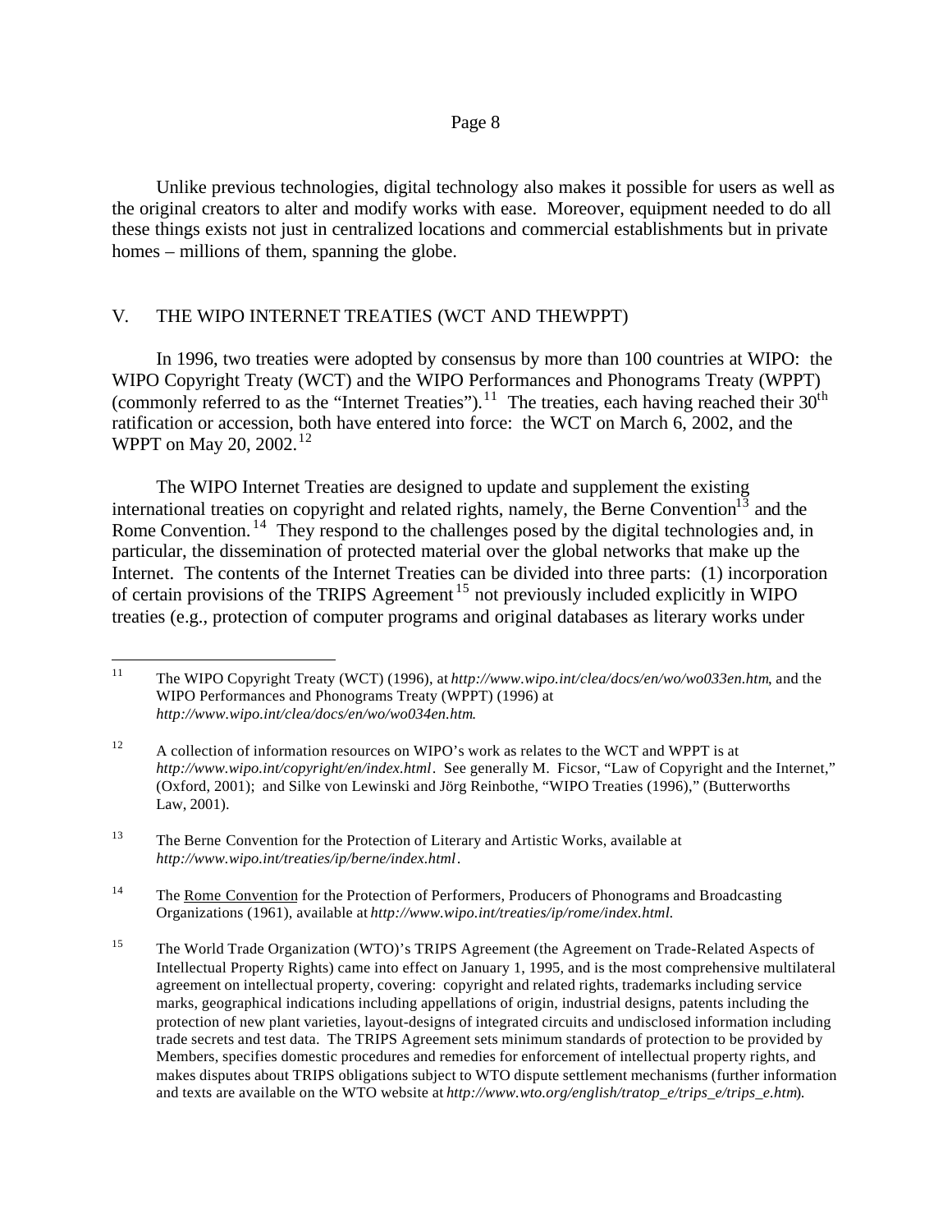Unlike previous technologies, digital technology also makes it possible for users as well as the original creators to alter and modify works with ease. Moreover, equipment needed to do all these things exists not just in centralized locations and commercial establishments but in private homes – millions of them, spanning the globe.

## V. THE WIPO INTERNET TREATIES (WCT AND THEWPPT)

In 1996, two treaties were adopted by consensus by more than 100 countries at WIPO: the WIPO Copyright Treaty (WCT) and the WIPO Performances and Phonograms Treaty (WPPT) (commonly referred to as the "Internet Treaties").[11] The treaties, each having reached their 30th ratification or accession, both have entered into force: the WCT on March 6, 2002, and the WPPT on May 20, 2002.[12]

The WIPO Internet Treaties are designed to update and supplement the existing international treaties on copyright and related rights, namely, the Berne Convention[13] and the Rome Convention.[14] They respond to the challenges posed by the digital technologies and, in particular, the dissemination of protected material over the global networks that make up the Internet. The contents of the Internet Treaties can be divided into three parts: (1) incorporation of certain provisions of the TRIPS Agreement[15] not previously included explicitly in WIPO treaties (e.g., protection of computer programs and original databases as literary works under

---

[11] The WIPO Copyright Treaty (WCT) (1996), at *http://www.wipo.int/clea/docs/en/wo/wo033en.htm*, and the WIPO Performances and Phonograms Treaty (WPPT) (1996) at *http://www.wipo.int/clea/docs/en/wo/wo034en.htm*.

[12] A collection of information resources on WIPO's work as relates to the WCT and WPPT is at *http://www.wipo.int/copyright/en/index.html*. See generally M. Ficsor, "Law of Copyright and the Internet," (Oxford, 2001); and Silke von Lewinski and Jörg Reinbothe, "WIPO Treaties (1996)," (Butterworths Law, 2001).

[13] The Berne Convention for the Protection of Literary and Artistic Works, available at *http://www.wipo.int/treaties/ip/berne/index.html*.

[14] The Rome Convention for the Protection of Performers, Producers of Phonograms and Broadcasting Organizations (1961), available at *http://www.wipo.int/treaties/ip/rome/index.html.*

[15] The World Trade Organization (WTO)'s TRIPS Agreement (the Agreement on Trade-Related Aspects of Intellectual Property Rights) came into effect on January 1, 1995, and is the most comprehensive multilateral agreement on intellectual property, covering: copyright and related rights, trademarks including service marks, geographical indications including appellations of origin, industrial designs, patents including the protection of new plant varieties, layout-designs of integrated circuits and undisclosed information including trade secrets and test data. The TRIPS Agreement sets minimum standards of protection to be provided by Members, specifies domestic procedures and remedies for enforcement of intellectual property rights, and makes disputes about TRIPS obligations subject to WTO dispute settlement mechanisms (further information and texts are available on the WTO website at *http://www.wto.org/english/tratop_e/trips_e/trips_e.htm*).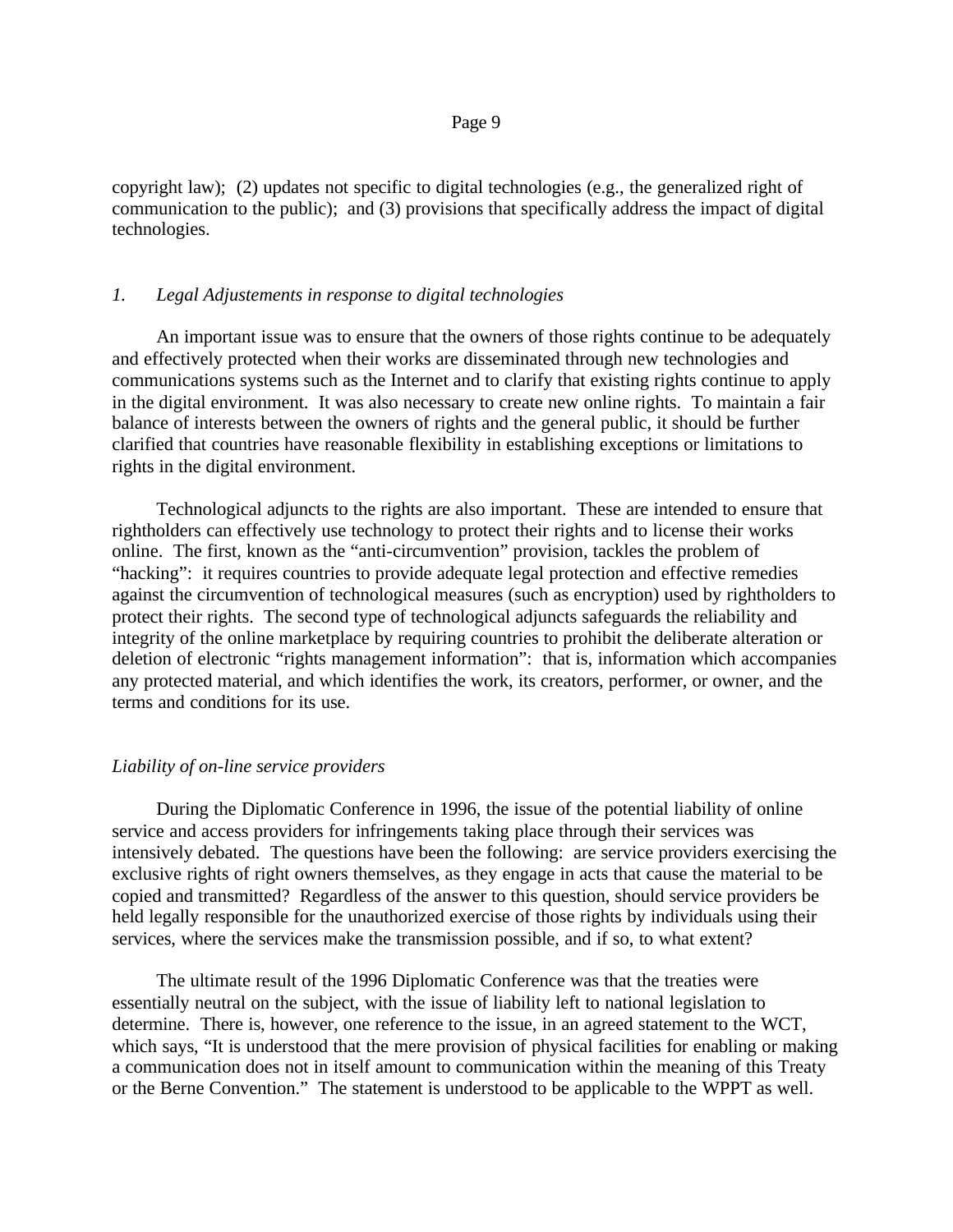copyright law); (2) updates not specific to digital technologies (e.g., the generalized right of communication to the public); and (3) provisions that specifically address the impact of digital technologies.

### *1. Legal Adjustements in response to digital technologies*

An important issue was to ensure that the owners of those rights continue to be adequately and effectively protected when their works are disseminated through new technologies and communications systems such as the Internet and to clarify that existing rights continue to apply in the digital environment. It was also necessary to create new online rights. To maintain a fair balance of interests between the owners of rights and the general public, it should be further clarified that countries have reasonable flexibility in establishing exceptions or limitations to rights in the digital environment.

Technological adjuncts to the rights are also important. These are intended to ensure that rightholders can effectively use technology to protect their rights and to license their works online. The first, known as the "anti-circumvention" provision, tackles the problem of "hacking": it requires countries to provide adequate legal protection and effective remedies against the circumvention of technological measures (such as encryption) used by rightholders to protect their rights. The second type of technological adjuncts safeguards the reliability and integrity of the online marketplace by requiring countries to prohibit the deliberate alteration or deletion of electronic "rights management information": that is, information which accompanies any protected material, and which identifies the work, its creators, performer, or owner, and the terms and conditions for its use.

### *Liability of on-line service providers*

During the Diplomatic Conference in 1996, the issue of the potential liability of online service and access providers for infringements taking place through their services was intensively debated. The questions have been the following: are service providers exercising the exclusive rights of right owners themselves, as they engage in acts that cause the material to be copied and transmitted? Regardless of the answer to this question, should service providers be held legally responsible for the unauthorized exercise of those rights by individuals using their services, where the services make the transmission possible, and if so, to what extent?

The ultimate result of the 1996 Diplomatic Conference was that the treaties were essentially neutral on the subject, with the issue of liability left to national legislation to determine. There is, however, one reference to the issue, in an agreed statement to the WCT, which says, "It is understood that the mere provision of physical facilities for enabling or making a communication does not in itself amount to communication within the meaning of this Treaty or the Berne Convention." The statement is understood to be applicable to the WPPT as well.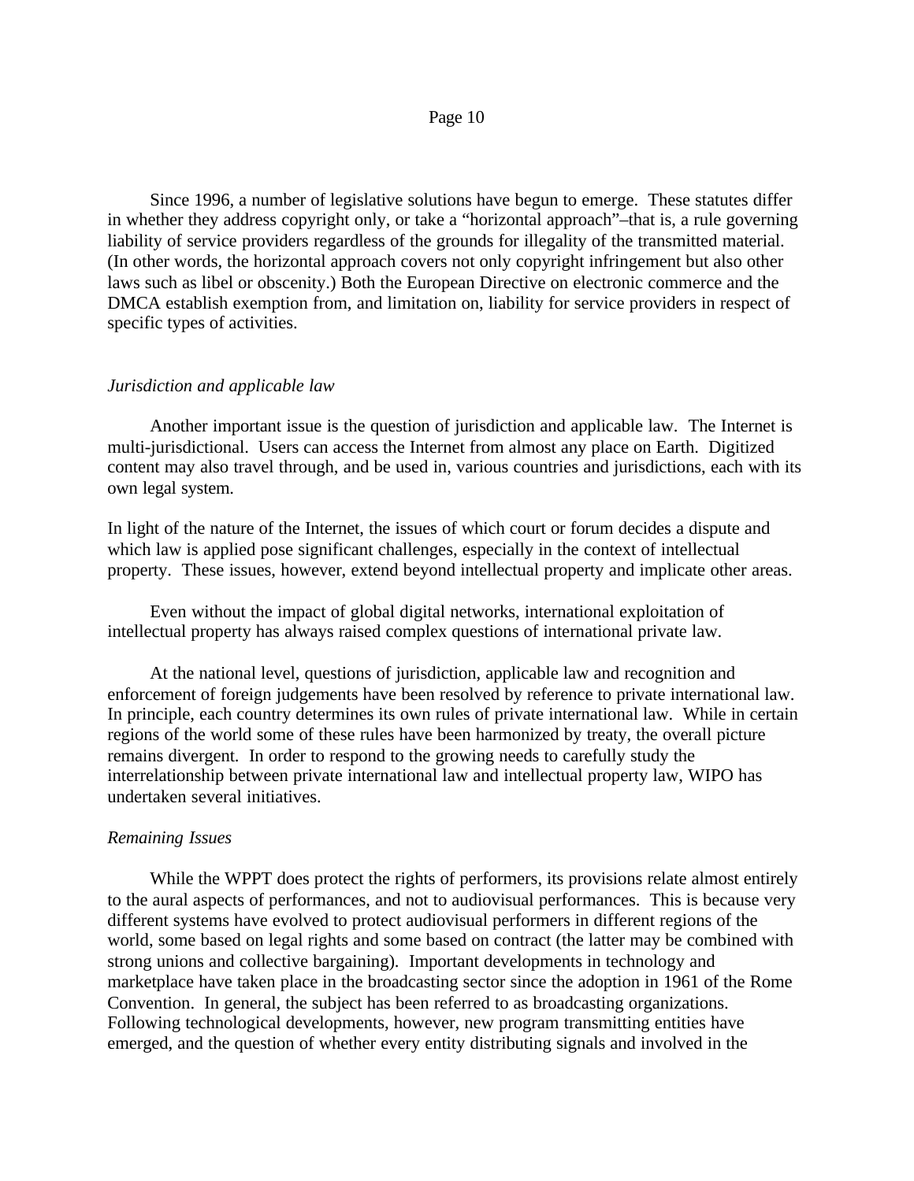Since 1996, a number of legislative solutions have begun to emerge. These statutes differ in whether they address copyright only, or take a "horizontal approach"–that is, a rule governing liability of service providers regardless of the grounds for illegality of the transmitted material. (In other words, the horizontal approach covers not only copyright infringement but also other laws such as libel or obscenity.) Both the European Directive on electronic commerce and the DMCA establish exemption from, and limitation on, liability for service providers in respect of specific types of activities.

*Jurisdiction and applicable law*

Another important issue is the question of jurisdiction and applicable law. The Internet is multi-jurisdictional. Users can access the Internet from almost any place on Earth. Digitized content may also travel through, and be used in, various countries and jurisdictions, each with its own legal system.

In light of the nature of the Internet, the issues of which court or forum decides a dispute and which law is applied pose significant challenges, especially in the context of intellectual property. These issues, however, extend beyond intellectual property and implicate other areas.

Even without the impact of global digital networks, international exploitation of intellectual property has always raised complex questions of international private law.

At the national level, questions of jurisdiction, applicable law and recognition and enforcement of foreign judgements have been resolved by reference to private international law. In principle, each country determines its own rules of private international law. While in certain regions of the world some of these rules have been harmonized by treaty, the overall picture remains divergent. In order to respond to the growing needs to carefully study the interrelationship between private international law and intellectual property law, WIPO has undertaken several initiatives.

*Remaining Issues*

While the WPPT does protect the rights of performers, its provisions relate almost entirely to the aural aspects of performances, and not to audiovisual performances. This is because very different systems have evolved to protect audiovisual performers in different regions of the world, some based on legal rights and some based on contract (the latter may be combined with strong unions and collective bargaining). Important developments in technology and marketplace have taken place in the broadcasting sector since the adoption in 1961 of the Rome Convention. In general, the subject has been referred to as broadcasting organizations. Following technological developments, however, new program transmitting entities have emerged, and the question of whether every entity distributing signals and involved in the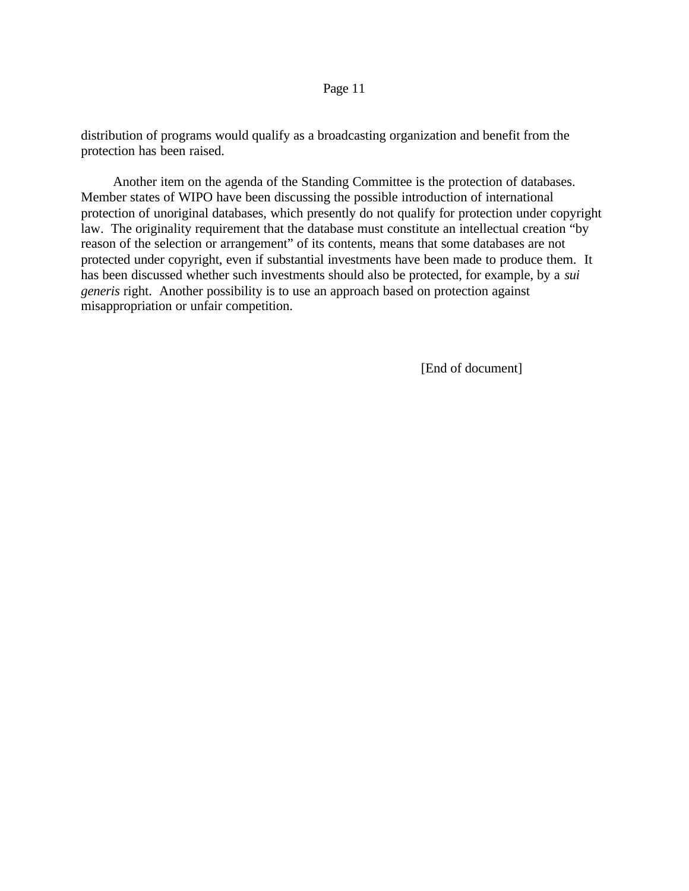distribution of programs would qualify as a broadcasting organization and benefit from the protection has been raised.

Another item on the agenda of the Standing Committee is the protection of databases. Member states of WIPO have been discussing the possible introduction of international protection of unoriginal databases, which presently do not qualify for protection under copyright law. The originality requirement that the database must constitute an intellectual creation "by reason of the selection or arrangement" of its contents, means that some databases are not protected under copyright, even if substantial investments have been made to produce them. It has been discussed whether such investments should also be protected, for example, by a *sui generis* right. Another possibility is to use an approach based on protection against misappropriation or unfair competition.

[End of document]